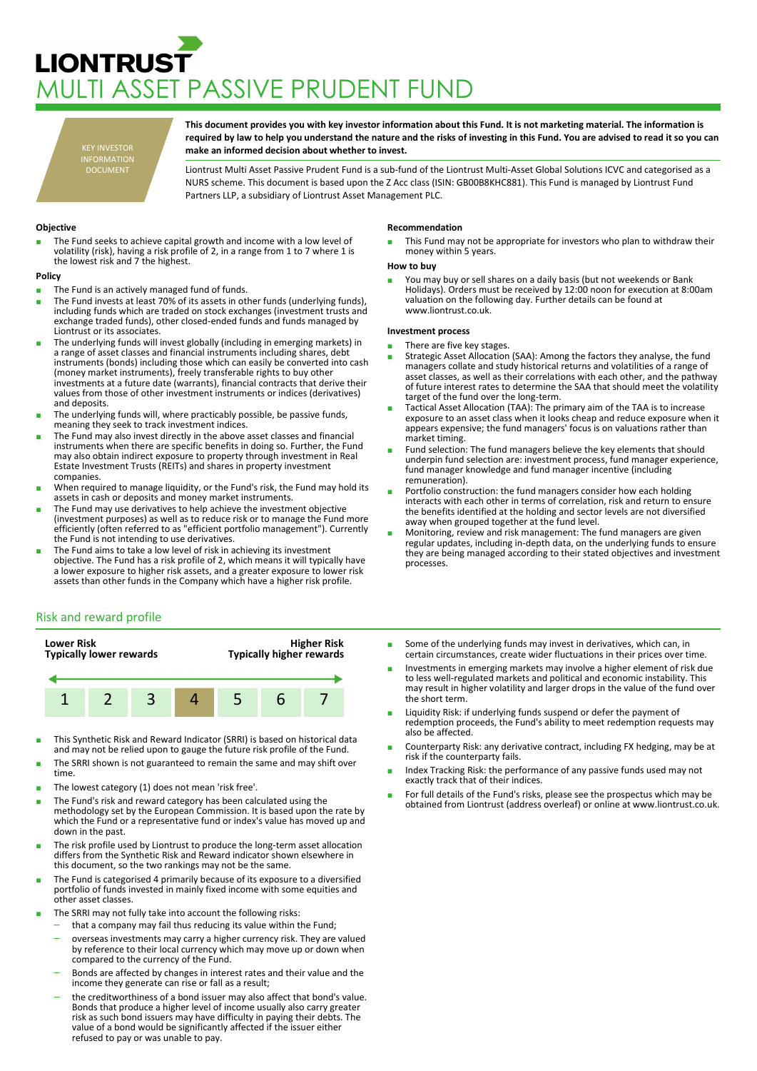# LIONTRUST

# MULTI ASSET PASSIVE PRUDENT FUND

KEY INVESTOR INFORMATION DOCUMENT

**This document provides you with key investor information about this Fund. It is not marketing material. The information is required by law to help you understand the nature and the risks of investing in this Fund. You are advised to read it so you can make an informed decision about whether to invest.**

Liontrust Multi Asset Passive Prudent Fund is a sub-fund of the Liontrust Multi-Asset Global Solutions ICVC and categorised as a NURS scheme. This document is based upon the Z Acc class (ISIN: GB00B8KHC881). This Fund is managed by Liontrust Fund Partners LLP, a subsidiary of Liontrust Asset Management PLC.

### Objective

- The Fund seeks to achieve capital growth and income with a low level of volatility (risk), having a risk profile of 2, in a range from 1 to 7 where 1 is the lowest risk and 7 the highest.

### Policy

- The Fund is an actively managed fund of funds.
- The Fund invests at least 70% of its assets in other funds (underlying funds), including funds which are traded on stock exchanges (investment trusts and exchange traded funds), other closed-ended funds and funds managed by Liontrust or its associates.
- The underlying funds will invest globally (including in emerging markets) in a range of asset classes and financial instruments including shares, debt instruments (bonds) including those which can easily be converted into cash (money market instruments), freely transferable rights to buy other investments at a future date (warrants), financial contracts that derive their values from those of other investment instruments or indices (derivatives) and deposits.
- The underlying funds will, where practicably possible, be passive funds, meaning they seek to track investment indices.
- The Fund may also invest directly in the above asset classes and financial instruments when there are specific benefits in doing so. Further, the Fund may also obtain indirect exposure to property through investment in Real Estate Investment Trusts (REITs) and shares in property investment companies.
- When required to manage liquidity, or the Fund's risk, the Fund may hold its assets in cash or deposits and money market instruments.
- The Fund may use derivatives to help achieve the investment objective (investment purposes) as well as to reduce risk or to manage the Fund more efficiently (often referred to as "efficient portfolio management"). Currently the Fund is not intending to use derivatives.
- The Fund aims to take a low level of risk in achieving its investment objective. The Fund has a risk profile of 2, which means it will typically have a lower exposure to higher risk assets, and a greater exposure to lower risk assets than other funds in the Company which have a higher risk profile.

### Recommendation

- This Fund may not be appropriate for investors who plan to withdraw their money within 5 years.

### How to buy

- You may buy or sell shares on a daily basis (but not weekends or Bank Holidays). Orders must be received by 12:00 noon for execution at 8:00am valuation on the following day. Further details can be found at www.liontrust.co.uk.

### Investment process

- There are five key stages.
- Strategic Asset Allocation (SAA): Among the factors they analyse, the fund managers collate and study historical returns and volatilities of a range of asset classes, as well as their correlations with each other, and the pathway of future interest rates to determine the SAA that should meet the volatility target of the fund over the long-term.
- Tactical Asset Allocation (TAA): The primary aim of the TAA is to increase exposure to an asset class when it looks cheap and reduce exposure when it appears expensive; the fund managers' focus is on valuations rather than market timing.
- Fund selection: The fund managers believe the key elements that should underpin fund selection are: investment process, fund manager experience, fund manager knowledge and fund manager incentive (including remuneration).
- Portfolio construction: the fund managers consider how each holding interacts with each other in terms of correlation, risk and return to ensure the benefits identified at the holding and sector levels are not diversified away when grouped together at the fund level.
- Monitoring, review and risk management: The fund managers are given regular updates, including in-depth data, on the underlying funds to ensure they are being managed according to their stated objectives and investment processes.

## Risk and reward profile

| Lower Risk<br>Typically lower rewards | | | | | | Higher Risk<br>Typically higher rewards |
|---|---|---|---|---|---|---|
| 1 | 2 | 3 | **4** | 5 | 6 | 7 |

- This Synthetic Risk and Reward Indicator (SRRI) is based on historical data and may not be relied upon to gauge the future risk profile of the Fund.
- The SRRI shown is not guaranteed to remain the same and may shift over time.
- The lowest category (1) does not mean 'risk free'.
- The Fund's risk and reward category has been calculated using the methodology set by the European Commission. It is based upon the rate by which the Fund or a representative fund or index's value has moved up and down in the past.
- The risk profile used by Liontrust to produce the long-term asset allocation differs from the Synthetic Risk and Reward indicator shown elsewhere in this document, so the two rankings may not be the same.
- The Fund is categorised 4 primarily because of its exposure to a diversified portfolio of funds invested in mainly fixed income with some equities and other asset classes.
- The SRRI may not fully take into account the following risks:
  - that a company may fail thus reducing its value within the Fund;
  - overseas investments may carry a higher currency risk. They are valued by reference to their local currency which may move up or down when compared to the currency of the Fund.
  - Bonds are affected by changes in interest rates and their value and the income they generate can rise or fall as a result;
  - the creditworthiness of a bond issuer may also affect that bond's value. Bonds that produce a higher level of income usually also carry greater risk as such bond issuers may have difficulty in paying their debts. The value of a bond would be significantly affected if the issuer either refused to pay or was unable to pay.
- Some of the underlying funds may invest in derivatives, which can, in certain circumstances, create wider fluctuations in their prices over time.
- Investments in emerging markets may involve a higher element of risk due to less well-regulated markets and political and economic instability. This may result in higher volatility and larger drops in the value of the fund over the short term.
- Liquidity Risk: if underlying funds suspend or defer the payment of redemption proceeds, the Fund's ability to meet redemption requests may also be affected.
- Counterparty Risk: any derivative contract, including FX hedging, may be at risk if the counterparty fails.
- Index Tracking Risk: the performance of any passive funds used may not exactly track that of their indices.
- For full details of the Fund's risks, please see the prospectus which may be obtained from Liontrust (address overleaf) or online at www.liontrust.co.uk.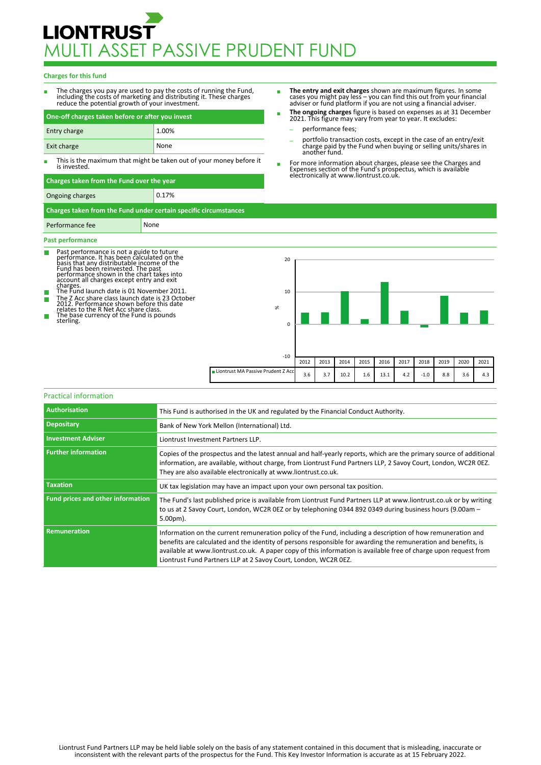# LIONTRUST
# MULTI ASSET PASSIVE PRUDENT FUND

## Charges for this fund

- The charges you pay are used to pay the costs of running the Fund, including the costs of marketing and distributing it. These charges reduce the potential growth of your investment.

| One-off charges taken before or after you invest | |
|---|---|
| Entry charge | 1.00% |
| Exit charge | None |

- This is the maximum that might be taken out of your money before it is invested.

| Charges taken from the Fund over the year | |
|---|---|
| Ongoing charges | 0.17% |

- **The entry and exit charges** shown are maximum figures. In some cases you might pay less – you can find this out from your financial adviser or fund platform if you are not using a financial adviser.
- **The ongoing charges** figure is based on expenses as at 31 December 2021. This figure may vary from year to year. It excludes:
  - performance fees;
  - portfolio transaction costs, except in the case of an entry/exit charge paid by the Fund when buying or selling units/shares in another fund.
- For more information about charges, please see the Charges and Expenses section of the Fund's prospectus, which is available electronically at www.liontrust.co.uk.

| Charges taken from the Fund under certain specific circumstances | |
|---|---|
| Performance fee | None |

## Past performance

- Past performance is not a guide to future performance. It has been calculated on the basis that any distributable income of the Fund has been reinvested. The past performance shown in the chart takes into account all charges except entry and exit charges.
- The Fund launch date is 01 November 2011.
- The Z Acc share class launch date is 23 October 2012. Performance shown before this date relates to the R Net Acc share class.
- The base currency of the Fund is pounds sterling.

20
10
%
0
-10

2012 2013 2014 2015 2016 2017 2018 2019 2020 2021

Liontrust MA Passive Prudent Z Acc: 3.6 3.7 10.2 1.6 13.1 4.2 -1.0 8.8 3.6 4.3

## Practical information

| | |
|---|---|
| **Authorisation** | This Fund is authorised in the UK and regulated by the Financial Conduct Authority. |
| **Depositary** | Bank of New York Mellon (International) Ltd. |
| **Investment Adviser** | Liontrust Investment Partners LLP. |
| **Further information** | Copies of the prospectus and the latest annual and half-yearly reports, which are the primary source of additional information, are available, without charge, from Liontrust Fund Partners LLP, 2 Savoy Court, London, WC2R 0EZ. They are also available electronically at www.liontrust.co.uk. |
| **Taxation** | UK tax legislation may have an impact upon your own personal tax position. |
| **Fund prices and other information** | The Fund's last published price is available from Liontrust Fund Partners LLP at www.liontrust.co.uk or by writing to us at 2 Savoy Court, London, WC2R 0EZ or by telephoning 0344 892 0349 during business hours (9.00am – 5.00pm). |
| **Remuneration** | Information on the current remuneration policy of the Fund, including a description of how remuneration and benefits are calculated and the identity of persons responsible for awarding the remuneration and benefits, is available at www.liontrust.co.uk. A paper copy of this information is available free of charge upon request from Liontrust Fund Partners LLP at 2 Savoy Court, London, WC2R 0EZ. |

Liontrust Fund Partners LLP may be held liable solely on the basis of any statement contained in this document that is misleading, inaccurate or inconsistent with the relevant parts of the prospectus for the Fund. This Key Investor Information is accurate as at 15 February 2022.